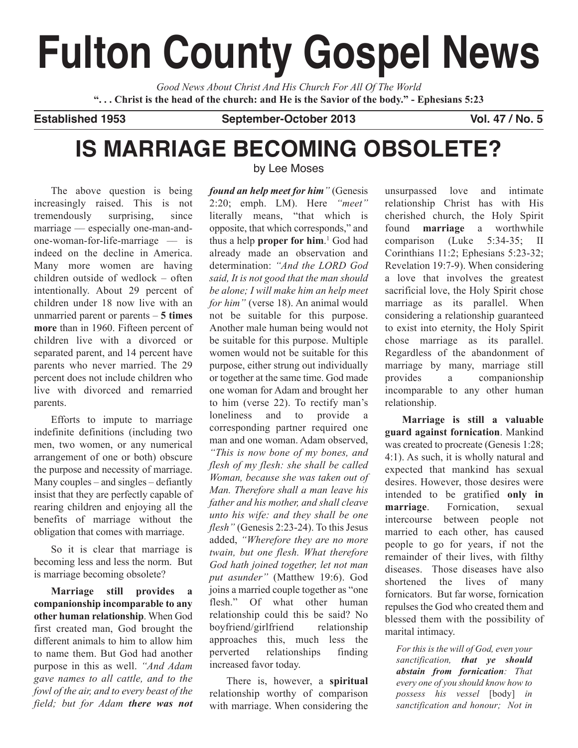# Fulton County Gospel News

*Good News About Christ And His Church For All Of The World*

**". . . Christ is the head of the church: and He is the Savior of the body." - Ephesians 5:23**

**Established 1953** **September-October 2013** **Vol. 47 / No. 5**

## IS MARRIAGE BECOMING OBSOLETE?

by Lee Moses

The above question is being increasingly raised. This is not tremendously surprising, since marriage — especially one-man-and-one-woman-for-life-marriage — is indeed on the decline in America. Many more women are having children outside of wedlock – often intentionally. About 29 percent of children under 18 now live with an unmarried parent or parents – **5 times more** than in 1960. Fifteen percent of children live with a divorced or separated parent, and 14 percent have parents who never married. The 29 percent does not include children who live with divorced and remarried parents.

Efforts to impute to marriage indefinite definitions (including two men, two women, or any numerical arrangement of one or both) obscure the purpose and necessity of marriage. Many couples – and singles – defiantly insist that they are perfectly capable of rearing children and enjoying all the benefits of marriage without the obligation that comes with marriage.

So it is clear that marriage is becoming less and less the norm. But is marriage becoming obsolete?

**Marriage still provides a companionship incomparable to any other human relationship**. When God first created man, God brought the different animals to him to allow him to name them. But God had another purpose in this as well. *"And Adam gave names to all cattle, and to the fowl of the air, and to every beast of the field; but for Adam **there was not found an help meet for him**"* (Genesis 2:20; emph. LM). Here *"meet"* literally means, "that which is opposite, that which corresponds," and thus a help **proper for him**.[1] God had already made an observation and determination: *"And the LORD God said, It is not good that the man should be alone; I will make him an help meet for him"* (verse 18). An animal would not be suitable for this purpose. Another male human being would not be suitable for this purpose. Multiple women would not be suitable for this purpose, either strung out individually or together at the same time. God made one woman for Adam and brought her to him (verse 22). To rectify man's loneliness and to provide a corresponding partner required one man and one woman. Adam observed, *"This is now bone of my bones, and flesh of my flesh: she shall be called Woman, because she was taken out of Man. Therefore shall a man leave his father and his mother, and shall cleave unto his wife: and they shall be one flesh"* (Genesis 2:23-24). To this Jesus added, *"Wherefore they are no more twain, but one flesh. What therefore God hath joined together, let not man put asunder"* (Matthew 19:6). God joins a married couple together as "one flesh." Of what other human relationship could this be said? No boyfriend/girlfriend relationship approaches this, much less the perverted relationships finding increased favor today.

There is, however, a **spiritual** relationship worthy of comparison with marriage. When considering the unsurpassed love and intimate relationship Christ has with His cherished church, the Holy Spirit found **marriage** a worthwhile comparison (Luke 5:34-35; II Corinthians 11:2; Ephesians 5:23-32; Revelation 19:7-9). When considering a love that involves the greatest sacrificial love, the Holy Spirit chose marriage as its parallel. When considering a relationship guaranteed to exist into eternity, the Holy Spirit chose marriage as its parallel. Regardless of the abandonment of marriage by many, marriage still provides a companionship incomparable to any other human relationship.

**Marriage is still a valuable guard against fornication**. Mankind was created to procreate (Genesis 1:28; 4:1). As such, it is wholly natural and expected that mankind has sexual desires. However, those desires were intended to be gratified **only in marriage**. Fornication, sexual intercourse between people not married to each other, has caused people to go for years, if not the remainder of their lives, with filthy diseases. Those diseases have also shortened the lives of many fornicators. But far worse, fornication repulses the God who created them and blessed them with the possibility of marital intimacy.

> *For this is the will of God, even your sanctification, **that ye should abstain from fornication**: That every one of you should know how to possess his vessel* [body] *in sanctification and honour; Not in*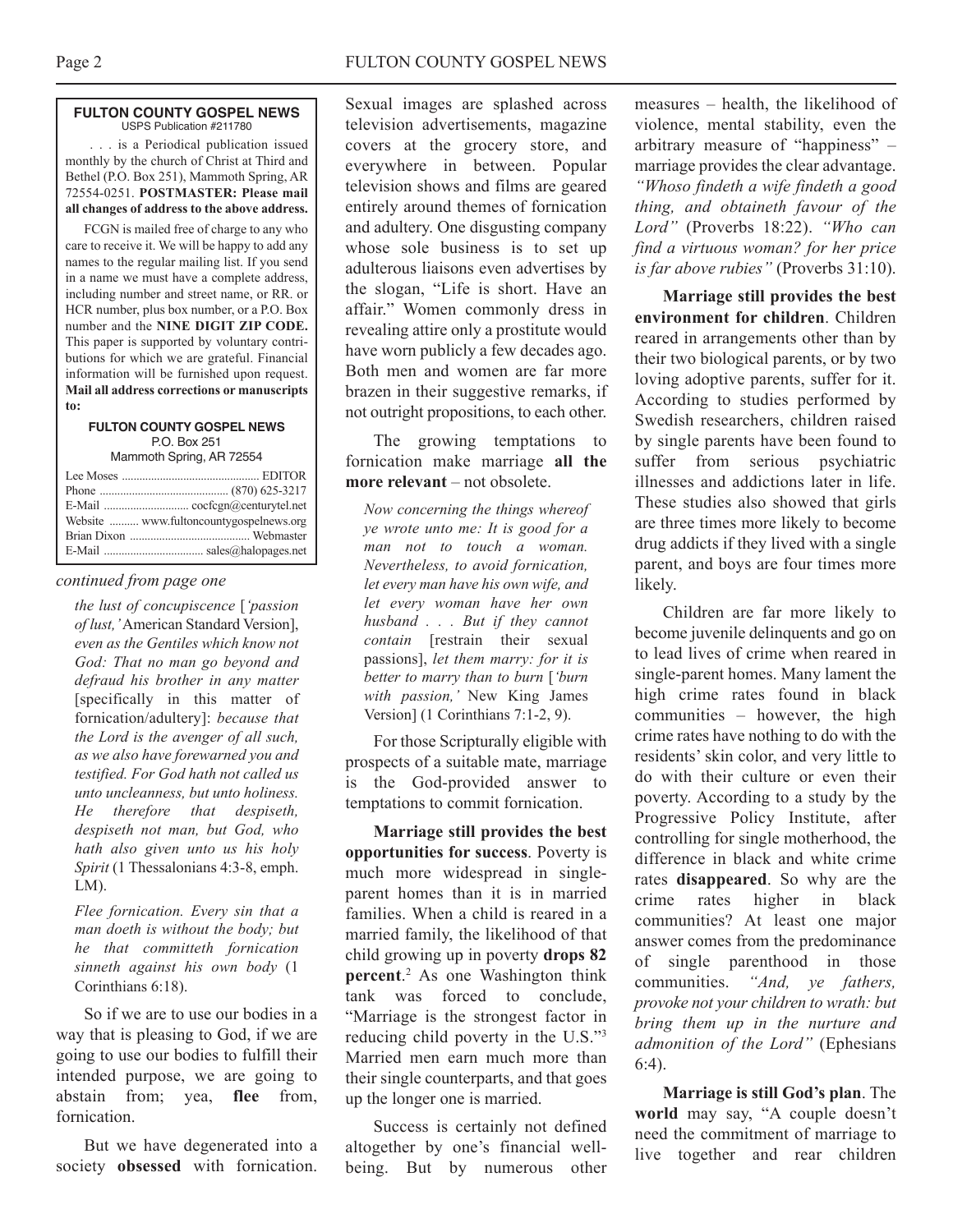**FULTON COUNTY GOSPEL NEWS**
USPS Publication #211780

. . . is a Periodical publication issued monthly by the church of Christ at Third and Bethel (P.O. Box 251), Mammoth Spring, AR 72554-0251. **POSTMASTER: Please mail all changes of address to the above address.**

FCGN is mailed free of charge to any who care to receive it. We will be happy to add any names to the regular mailing list. If you send in a name we must have a complete address, including number and street name, or RR. or HCR number, plus box number, or a P.O. Box number and the **NINE DIGIT ZIP CODE.** This paper is supported by voluntary contributions for which we are grateful. Financial information will be furnished upon request. **Mail all address corrections or manuscripts to:**

**FULTON COUNTY GOSPEL NEWS**
P.O. Box 251
Mammoth Spring, AR 72554

Lee Moses .............................................. EDITOR
Phone ............................................ (870) 625-3217
E-Mail ............................ cocfcgn@centurytel.net
Website .......... www.fultoncountygospelnews.org
Brian Dixon ........................................ Webmaster
E-Mail ................................. sales@halopages.net

*continued from page one*

> *the lust of concupiscence* [*'passion of lust,'* American Standard Version], *even as the Gentiles which know not God: That no man go beyond and defraud his brother in any matter* [specifically in this matter of fornication/adultery]: *because that the Lord is the avenger of all such, as we also have forewarned you and testified. For God hath not called us unto uncleanness, but unto holiness. He therefore that despiseth, despiseth not man, but God, who hath also given unto us his holy Spirit* (1 Thessalonians 4:3-8, emph. LM).

> *Flee fornication. Every sin that a man doeth is without the body; but he that committeth fornication sinneth against his own body* (1 Corinthians 6:18).

So if we are to use our bodies in a way that is pleasing to God, if we are going to use our bodies to fulfill their intended purpose, we are going to abstain from; yea, **flee** from, fornication.

But we have degenerated into a society **obsessed** with fornication. Sexual images are splashed across television advertisements, magazine covers at the grocery store, and everywhere in between. Popular television shows and films are geared entirely around themes of fornication and adultery. One disgusting company whose sole business is to set up adulterous liaisons even advertises by the slogan, "Life is short. Have an affair." Women commonly dress in revealing attire only a prostitute would have worn publicly a few decades ago. Both men and women are far more brazen in their suggestive remarks, if not outright propositions, to each other.

The growing temptations to fornication make marriage **all the more relevant** – not obsolete.

> *Now concerning the things whereof ye wrote unto me: It is good for a man not to touch a woman. Nevertheless, to avoid fornication, let every man have his own wife, and let every woman have her own husband . . . But if they cannot contain* [restrain their sexual passions], *let them marry: for it is better to marry than to burn* [*'burn with passion,'* New King James Version] (1 Corinthians 7:1-2, 9).

For those Scripturally eligible with prospects of a suitable mate, marriage is the God-provided answer to temptations to commit fornication.

**Marriage still provides the best opportunities for success**. Poverty is much more widespread in single-parent homes than it is in married families. When a child is reared in a married family, the likelihood of that child growing up in poverty **drops 82 percent**.[2] As one Washington think tank was forced to conclude, "Marriage is the strongest factor in reducing child poverty in the U.S."[3] Married men earn much more than their single counterparts, and that goes up the longer one is married.

Success is certainly not defined altogether by one's financial well-being. But by numerous other measures – health, the likelihood of violence, mental stability, even the arbitrary measure of "happiness" – marriage provides the clear advantage. *"Whoso findeth a wife findeth a good thing, and obtaineth favour of the Lord"* (Proverbs 18:22). *"Who can find a virtuous woman? for her price is far above rubies"* (Proverbs 31:10).

**Marriage still provides the best environment for children**. Children reared in arrangements other than by their two biological parents, or by two loving adoptive parents, suffer for it. According to studies performed by Swedish researchers, children raised by single parents have been found to suffer from serious psychiatric illnesses and addictions later in life. These studies also showed that girls are three times more likely to become drug addicts if they lived with a single parent, and boys are four times more likely.

Children are far more likely to become juvenile delinquents and go on to lead lives of crime when reared in single-parent homes. Many lament the high crime rates found in black communities – however, the high crime rates have nothing to do with the residents' skin color, and very little to do with their culture or even their poverty. According to a study by the Progressive Policy Institute, after controlling for single motherhood, the difference in black and white crime rates **disappeared**. So why are the crime rates higher in black communities? At least one major answer comes from the predominance of single parenthood in those communities. *"And, ye fathers, provoke not your children to wrath: but bring them up in the nurture and admonition of the Lord"* (Ephesians 6:4).

**Marriage is still God's plan**. The **world** may say, "A couple doesn't need the commitment of marriage to live together and rear children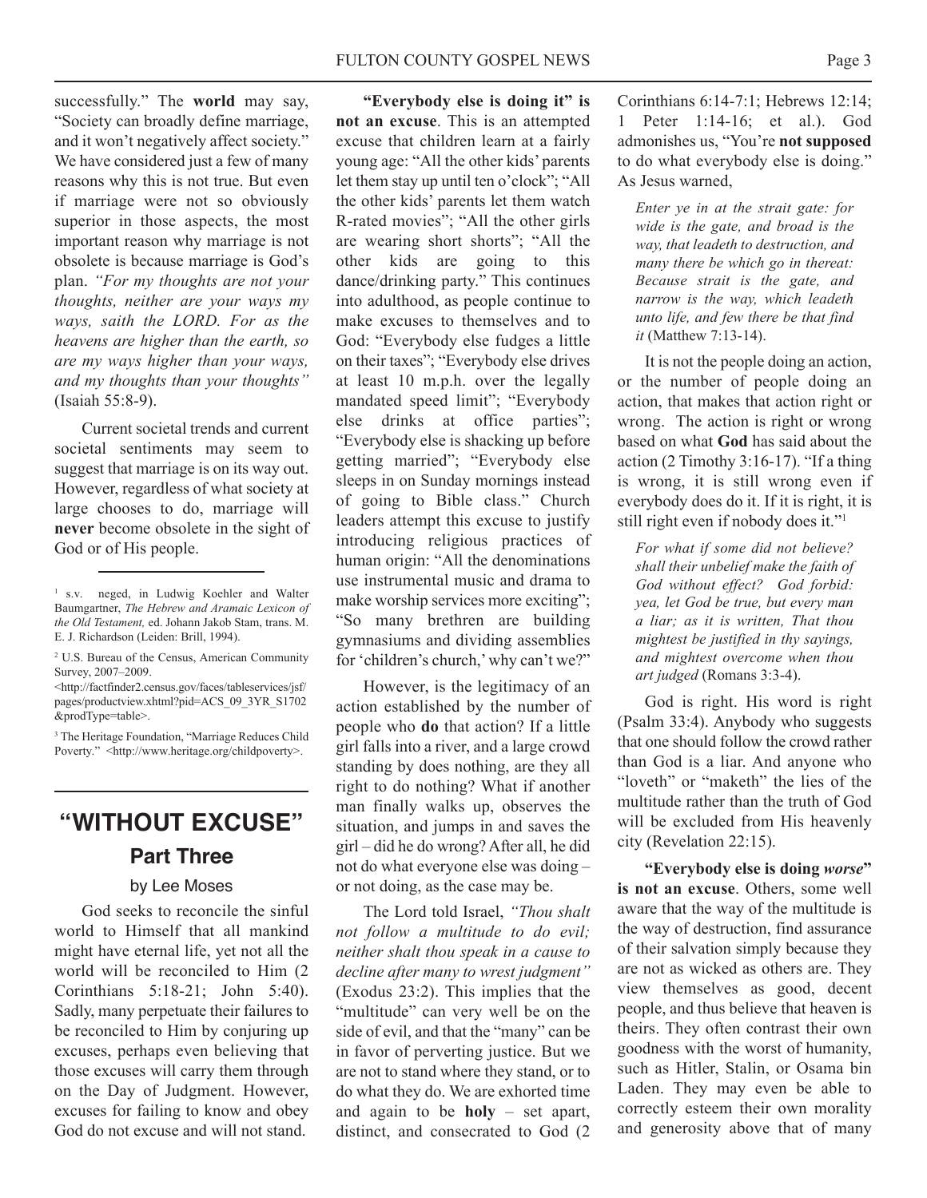successfully." The **world** may say, "Society can broadly define marriage, and it won't negatively affect society." We have considered just a few of many reasons why this is not true. But even if marriage were not so obviously superior in those aspects, the most important reason why marriage is not obsolete is because marriage is God's plan. *"For my thoughts are not your thoughts, neither are your ways my ways, saith the LORD. For as the heavens are higher than the earth, so are my ways higher than your ways, and my thoughts than your thoughts"* (Isaiah 55:8-9).

Current societal trends and current societal sentiments may seem to suggest that marriage is on its way out. However, regardless of what society at large chooses to do, marriage will **never** become obsolete in the sight of God or of His people.

---

[1] s.v. neged, in Ludwig Koehler and Walter Baumgartner, *The Hebrew and Aramaic Lexicon of the Old Testament,* ed. Johann Jakob Stam, trans. M. E. J. Richardson (Leiden: Brill, 1994).

[2] U.S. Bureau of the Census, American Community Survey, 2007–2009. <http://factfinder2.census.gov/faces/tableservices/jsf/pages/productview.xhtml?pid=ACS_09_3YR_S1702&prodType=table>.

[3] The Heritage Foundation, "Marriage Reduces Child Poverty." <http://www.heritage.org/childpoverty>.

---

# "WITHOUT EXCUSE"

## Part Three

by Lee Moses

God seeks to reconcile the sinful world to Himself that all mankind might have eternal life, yet not all the world will be reconciled to Him (2 Corinthians 5:18-21; John 5:40). Sadly, many perpetuate their failures to be reconciled to Him by conjuring up excuses, perhaps even believing that those excuses will carry them through on the Day of Judgment. However, excuses for failing to know and obey God do not excuse and will not stand.

**"Everybody else is doing it" is not an excuse**. This is an attempted excuse that children learn at a fairly young age: "All the other kids' parents let them stay up until ten o'clock"; "All the other kids' parents let them watch R-rated movies"; "All the other girls are wearing short shorts"; "All the other kids are going to this dance/drinking party." This continues into adulthood, as people continue to make excuses to themselves and to God: "Everybody else fudges a little on their taxes"; "Everybody else drives at least 10 m.p.h. over the legally mandated speed limit"; "Everybody else drinks at office parties"; "Everybody else is shacking up before getting married"; "Everybody else sleeps in on Sunday mornings instead of going to Bible class." Church leaders attempt this excuse to justify introducing religious practices of human origin: "All the denominations use instrumental music and drama to make worship services more exciting"; "So many brethren are building gymnasiums and dividing assemblies for 'children's church,' why can't we?"

However, is the legitimacy of an action established by the number of people who **do** that action? If a little girl falls into a river, and a large crowd standing by does nothing, are they all right to do nothing? What if another man finally walks up, observes the situation, and jumps in and saves the girl – did he do wrong? After all, he did not do what everyone else was doing – or not doing, as the case may be.

The Lord told Israel, *"Thou shalt not follow a multitude to do evil; neither shalt thou speak in a cause to decline after many to wrest judgment"* (Exodus 23:2). This implies that the "multitude" can very well be on the side of evil, and that the "many" can be in favor of perverting justice. But we are not to stand where they stand, or to do what they do. We are exhorted time and again to be **holy** – set apart, distinct, and consecrated to God (2 Corinthians 6:14-7:1; Hebrews 12:14; 1 Peter 1:14-16; et al.). God admonishes us, "You're **not supposed** to do what everybody else is doing." As Jesus warned,

> *Enter ye in at the strait gate: for wide is the gate, and broad is the way, that leadeth to destruction, and many there be which go in thereat: Because strait is the gate, and narrow is the way, which leadeth unto life, and few there be that find it* (Matthew 7:13-14).

It is not the people doing an action, or the number of people doing an action, that makes that action right or wrong. The action is right or wrong based on what **God** has said about the action (2 Timothy 3:16-17). "If a thing is wrong, it is still wrong even if everybody does do it. If it is right, it is still right even if nobody does it."[1]

> *For what if some did not believe? shall their unbelief make the faith of God without effect? God forbid: yea, let God be true, but every man a liar; as it is written, That thou mightest be justified in thy sayings, and mightest overcome when thou art judged* (Romans 3:3-4).

God is right. His word is right (Psalm 33:4). Anybody who suggests that one should follow the crowd rather than God is a liar. And anyone who "loveth" or "maketh" the lies of the multitude rather than the truth of God will be excluded from His heavenly city (Revelation 22:15).

**"Everybody else is doing *worse*" is not an excuse**. Others, some well aware that the way of the multitude is the way of destruction, find assurance of their salvation simply because they are not as wicked as others are. They view themselves as good, decent people, and thus believe that heaven is theirs. They often contrast their own goodness with the worst of humanity, such as Hitler, Stalin, or Osama bin Laden. They may even be able to correctly esteem their own morality and generosity above that of many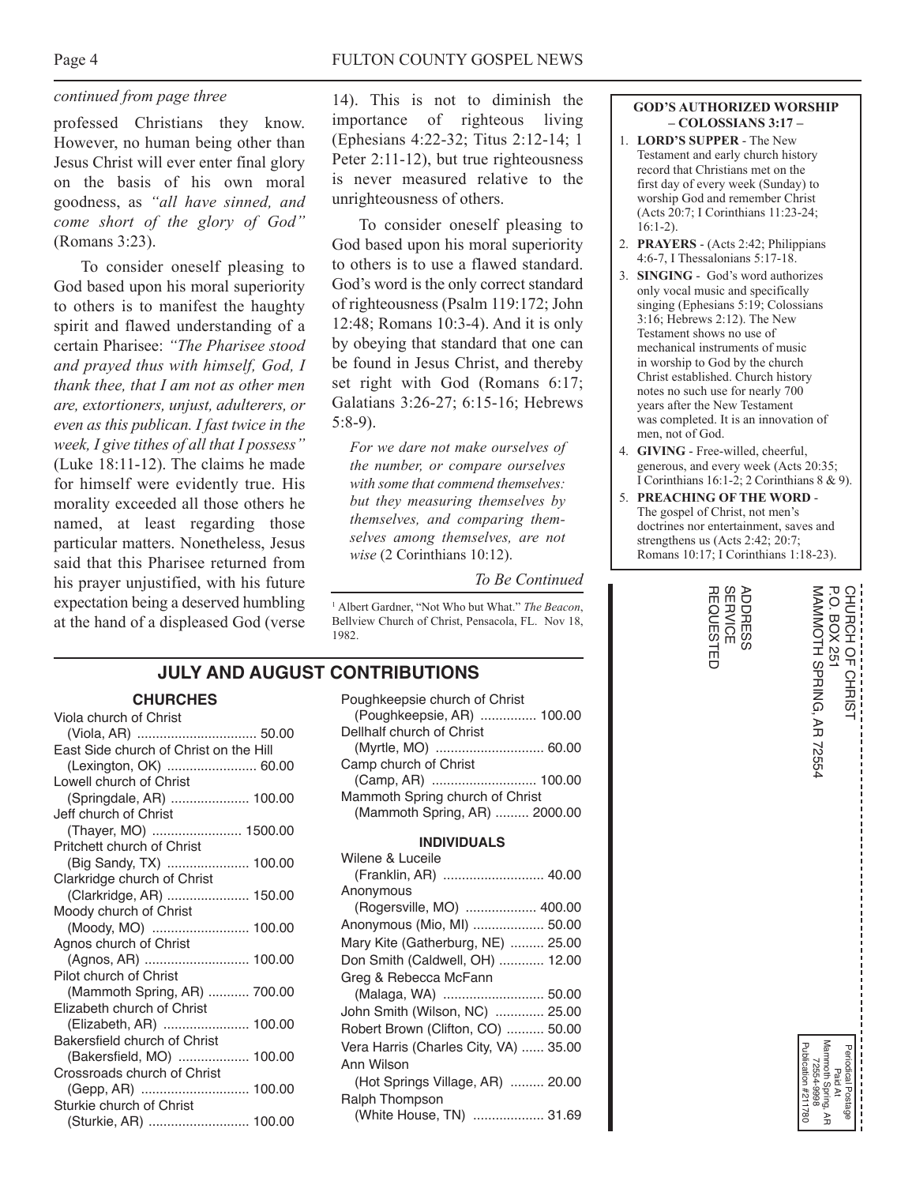*continued from page three*

professed Christians they know. However, no human being other than Jesus Christ will ever enter final glory on the basis of his own moral goodness, as *"all have sinned, and come short of the glory of God"* (Romans 3:23).

To consider oneself pleasing to God based upon his moral superiority to others is to manifest the haughty spirit and flawed understanding of a certain Pharisee: *"The Pharisee stood and prayed thus with himself, God, I thank thee, that I am not as other men are, extortioners, unjust, adulterers, or even as this publican. I fast twice in the week, I give tithes of all that I possess"* (Luke 18:11-12). The claims he made for himself were evidently true. His morality exceeded all those others he named, at least regarding those particular matters. Nonetheless, Jesus said that this Pharisee returned from his prayer unjustified, with his future expectation being a deserved humbling at the hand of a displeased God (verse 14). This is not to diminish the importance of righteous living (Ephesians 4:22-32; Titus 2:12-14; 1 Peter 2:11-12), but true righteousness is never measured relative to the unrighteousness of others.

To consider oneself pleasing to God based upon his moral superiority to others is to use a flawed standard. God's word is the only correct standard of righteousness (Psalm 119:172; John 12:48; Romans 10:3-4). And it is only by obeying that standard that one can be found in Jesus Christ, and thereby set right with God (Romans 6:17; Galatians 3:26-27; 6:15-16; Hebrews 5:8-9).

> *For we dare not make ourselves of the number, or compare ourselves with some that commend themselves: but they measuring themselves by themselves, and comparing themselves among themselves, are not wise* (2 Corinthians 10:12).

*To Be Continued*

[1] Albert Gardner, "Not Who but What." *The Beacon*, Bellview Church of Christ, Pensacola, FL. Nov 18, 1982.

**GOD'S AUTHORIZED WORSHIP – COLOSSIANS 3:17 –**

1. **LORD'S SUPPER** - The New Testament and early church history record that Christians met on the first day of every week (Sunday) to worship God and remember Christ (Acts 20:7; I Corinthians 11:23-24; 16:1-2).
2. **PRAYERS** - (Acts 2:42; Philippians 4:6-7, I Thessalonians 5:17-18.
3. **SINGING** - God's word authorizes only vocal music and specifically singing (Ephesians 5:19; Colossians 3:16; Hebrews 2:12). The New Testament shows no use of mechanical instruments of music in worship to God by the church Christ established. Church history notes no such use for nearly 700 years after the New Testament was completed. It is an innovation of men, not of God.
4. **GIVING** - Free-willed, cheerful, generous, and every week (Acts 20:35; I Corinthians 16:1-2; 2 Corinthians 8 & 9).
5. **PREACHING OF THE WORD** - The gospel of Christ, not men's doctrines nor entertainment, saves and strengthens us (Acts 2:42; 20:7; Romans 10:17; I Corinthians 1:18-23).

## JULY AND AUGUST CONTRIBUTIONS

### CHURCHES

| | |
|---|---|
| Viola church of Christ (Viola, AR) | 50.00 |
| East Side church of Christ on the Hill (Lexington, OK) | 60.00 |
| Lowell church of Christ (Springdale, AR) | 100.00 |
| Jeff church of Christ (Thayer, MO) | 1500.00 |
| Pritchett church of Christ (Big Sandy, TX) | 100.00 |
| Clarkridge church of Christ (Clarkridge, AR) | 150.00 |
| Moody church of Christ (Moody, MO) | 100.00 |
| Agnos church of Christ (Agnos, AR) | 100.00 |
| Pilot church of Christ (Mammoth Spring, AR) | 700.00 |
| Elizabeth church of Christ (Elizabeth, AR) | 100.00 |
| Bakersfield church of Christ (Bakersfield, MO) | 100.00 |
| Crossroads church of Christ (Gepp, AR) | 100.00 |
| Sturkie church of Christ (Sturkie, AR) | 100.00 |
| Poughkeepsie church of Christ (Poughkeepsie, AR) | 100.00 |
| Dellhalf church of Christ (Myrtle, MO) | 60.00 |
| Camp church of Christ (Camp, AR) | 100.00 |
| Mammoth Spring church of Christ (Mammoth Spring, AR) | 2000.00 |

### INDIVIDUALS

| | |
|---|---|
| Wilene & Luceile (Franklin, AR) | 40.00 |
| Anonymous (Rogersville, MO) | 400.00 |
| Anonymous (Mio, MI) | 50.00 |
| Mary Kite (Gatherburg, NE) | 25.00 |
| Don Smith (Caldwell, OH) | 12.00 |
| Greg & Rebecca McFann (Malaga, WA) | 50.00 |
| John Smith (Wilson, NC) | 25.00 |
| Robert Brown (Clifton, CO) | 50.00 |
| Vera Harris (Charles City, VA) | 35.00 |
| Ann Wilson (Hot Springs Village, AR) | 20.00 |
| Ralph Thompson (White House, TN) | 31.69 |

CHURCH OF CHRIST
P.O. BOX 251
MAMMOTH SPRING, AR 72554

ADDRESS SERVICE REQUESTED

Periodical Postage Paid At Mammoth Spring, AR 72554-9998 Publication #211780